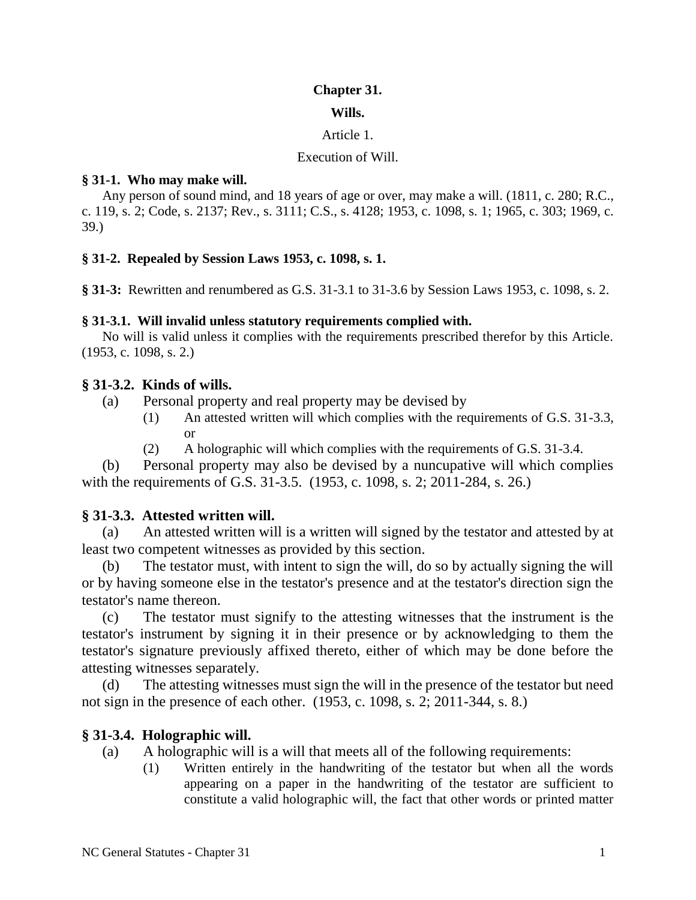# Chapter 31.

# Wills.

## Article 1.

## Execution of Will.

**§ 31-1. Who may make will.**

Any person of sound mind, and 18 years of age or over, may make a will. (1811, c. 280; R.C., c. 119, s. 2; Code, s. 2137; Rev., s. 3111; C.S., s. 4128; 1953, c. 1098, s. 1; 1965, c. 303; 1969, c. 39.)

**§ 31-2. Repealed by Session Laws 1953, c. 1098, s. 1.**

**§ 31-3:** Rewritten and renumbered as G.S. 31-3.1 to 31-3.6 by Session Laws 1953, c. 1098, s. 2.

**§ 31-3.1. Will invalid unless statutory requirements complied with.**

No will is valid unless it complies with the requirements prescribed therefor by this Article. (1953, c. 1098, s. 2.)

**§ 31-3.2. Kinds of wills.**

(a) Personal property and real property may be devised by

(1) An attested written will which complies with the requirements of G.S. 31-3.3, or

(2) A holographic will which complies with the requirements of G.S. 31-3.4.

(b) Personal property may also be devised by a nuncupative will which complies with the requirements of G.S. 31-3.5. (1953, c. 1098, s. 2; 2011-284, s. 26.)

**§ 31-3.3. Attested written will.**

(a) An attested written will is a written will signed by the testator and attested by at least two competent witnesses as provided by this section.

(b) The testator must, with intent to sign the will, do so by actually signing the will or by having someone else in the testator's presence and at the testator's direction sign the testator's name thereon.

(c) The testator must signify to the attesting witnesses that the instrument is the testator's instrument by signing it in their presence or by acknowledging to them the testator's signature previously affixed thereto, either of which may be done before the attesting witnesses separately.

(d) The attesting witnesses must sign the will in the presence of the testator but need not sign in the presence of each other. (1953, c. 1098, s. 2; 2011-344, s. 8.)

**§ 31-3.4. Holographic will.**

(a) A holographic will is a will that meets all of the following requirements:

(1) Written entirely in the handwriting of the testator but when all the words appearing on a paper in the handwriting of the testator are sufficient to constitute a valid holographic will, the fact that other words or printed matter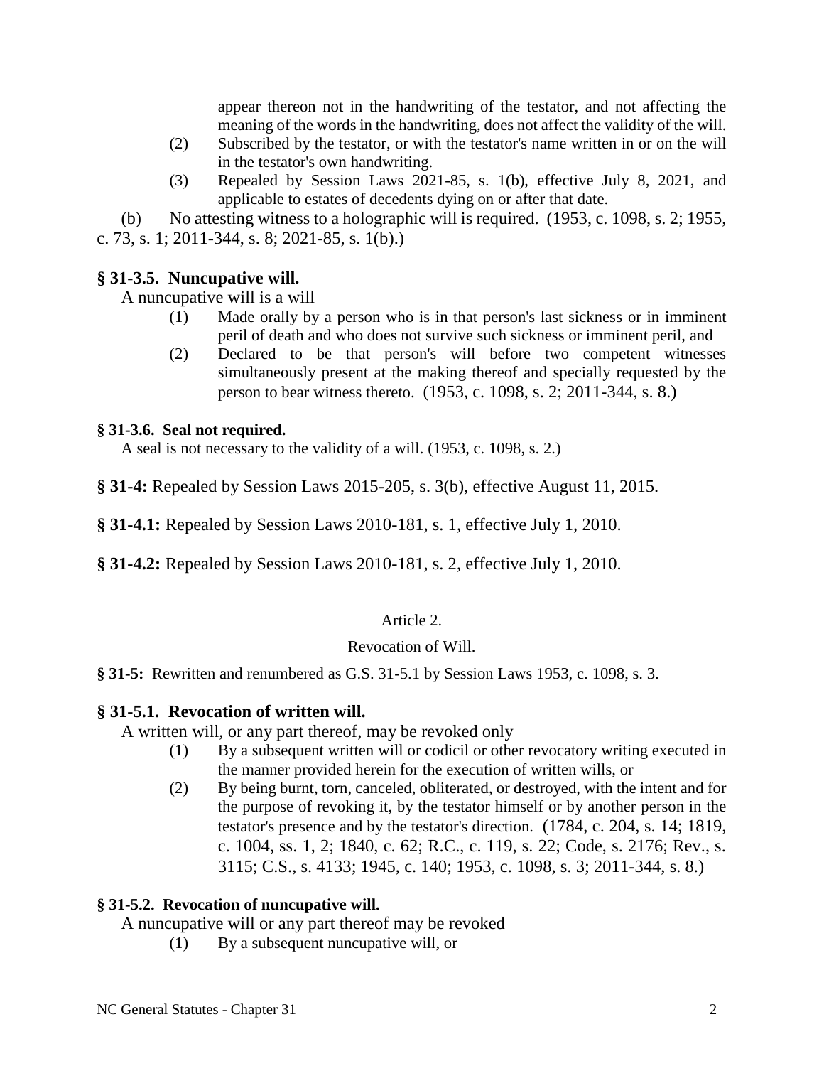appear thereon not in the handwriting of the testator, and not affecting the meaning of the words in the handwriting, does not affect the validity of the will.

(2) Subscribed by the testator, or with the testator's name written in or on the will in the testator's own handwriting.

(3) Repealed by Session Laws 2021-85, s. 1(b), effective July 8, 2021, and applicable to estates of decedents dying on or after that date.

(b) No attesting witness to a holographic will is required. (1953, c. 1098, s. 2; 1955, c. 73, s. 1; 2011-344, s. 8; 2021-85, s. 1(b).)

### § 31-3.5. Nuncupative will.

A nuncupative will is a will

(1) Made orally by a person who is in that person's last sickness or in imminent peril of death and who does not survive such sickness or imminent peril, and

(2) Declared to be that person's will before two competent witnesses simultaneously present at the making thereof and specially requested by the person to bear witness thereto. (1953, c. 1098, s. 2; 2011-344, s. 8.)

### § 31-3.6. Seal not required.

A seal is not necessary to the validity of a will. (1953, c. 1098, s. 2.)

**§ 31-4:** Repealed by Session Laws 2015-205, s. 3(b), effective August 11, 2015.

**§ 31-4.1:** Repealed by Session Laws 2010-181, s. 1, effective July 1, 2010.

**§ 31-4.2:** Repealed by Session Laws 2010-181, s. 2, effective July 1, 2010.

## Article 2.

## Revocation of Will.

**§ 31-5:** Rewritten and renumbered as G.S. 31-5.1 by Session Laws 1953, c. 1098, s. 3.

### § 31-5.1. Revocation of written will.

A written will, or any part thereof, may be revoked only

(1) By a subsequent written will or codicil or other revocatory writing executed in the manner provided herein for the execution of written wills, or

(2) By being burnt, torn, canceled, obliterated, or destroyed, with the intent and for the purpose of revoking it, by the testator himself or by another person in the testator's presence and by the testator's direction. (1784, c. 204, s. 14; 1819, c. 1004, ss. 1, 2; 1840, c. 62; R.C., c. 119, s. 22; Code, s. 2176; Rev., s. 3115; C.S., s. 4133; 1945, c. 140; 1953, c. 1098, s. 3; 2011-344, s. 8.)

### § 31-5.2. Revocation of nuncupative will.

A nuncupative will or any part thereof may be revoked

(1) By a subsequent nuncupative will, or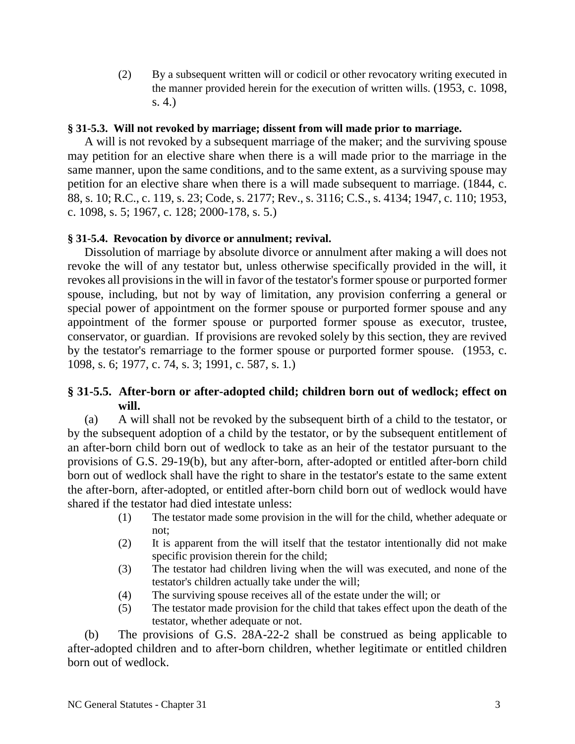(2) By a subsequent written will or codicil or other revocatory writing executed in the manner provided herein for the execution of written wills. (1953, c. 1098, s. 4.)

**§ 31-5.3. Will not revoked by marriage; dissent from will made prior to marriage.**

A will is not revoked by a subsequent marriage of the maker; and the surviving spouse may petition for an elective share when there is a will made prior to the marriage in the same manner, upon the same conditions, and to the same extent, as a surviving spouse may petition for an elective share when there is a will made subsequent to marriage. (1844, c. 88, s. 10; R.C., c. 119, s. 23; Code, s. 2177; Rev., s. 3116; C.S., s. 4134; 1947, c. 110; 1953, c. 1098, s. 5; 1967, c. 128; 2000-178, s. 5.)

**§ 31-5.4. Revocation by divorce or annulment; revival.**

Dissolution of marriage by absolute divorce or annulment after making a will does not revoke the will of any testator but, unless otherwise specifically provided in the will, it revokes all provisions in the will in favor of the testator's former spouse or purported former spouse, including, but not by way of limitation, any provision conferring a general or special power of appointment on the former spouse or purported former spouse and any appointment of the former spouse or purported former spouse as executor, trustee, conservator, or guardian. If provisions are revoked solely by this section, they are revived by the testator's remarriage to the former spouse or purported former spouse. (1953, c. 1098, s. 6; 1977, c. 74, s. 3; 1991, c. 587, s. 1.)

**§ 31-5.5. After-born or after-adopted child; children born out of wedlock; effect on will.**

(a) A will shall not be revoked by the subsequent birth of a child to the testator, or by the subsequent adoption of a child by the testator, or by the subsequent entitlement of an after-born child born out of wedlock to take as an heir of the testator pursuant to the provisions of G.S. 29-19(b), but any after-born, after-adopted or entitled after-born child born out of wedlock shall have the right to share in the testator's estate to the same extent the after-born, after-adopted, or entitled after-born child born out of wedlock would have shared if the testator had died intestate unless:

(1) The testator made some provision in the will for the child, whether adequate or not;

(2) It is apparent from the will itself that the testator intentionally did not make specific provision therein for the child;

(3) The testator had children living when the will was executed, and none of the testator's children actually take under the will;

(4) The surviving spouse receives all of the estate under the will; or

(5) The testator made provision for the child that takes effect upon the death of the testator, whether adequate or not.

(b) The provisions of G.S. 28A-22-2 shall be construed as being applicable to after-adopted children and to after-born children, whether legitimate or entitled children born out of wedlock.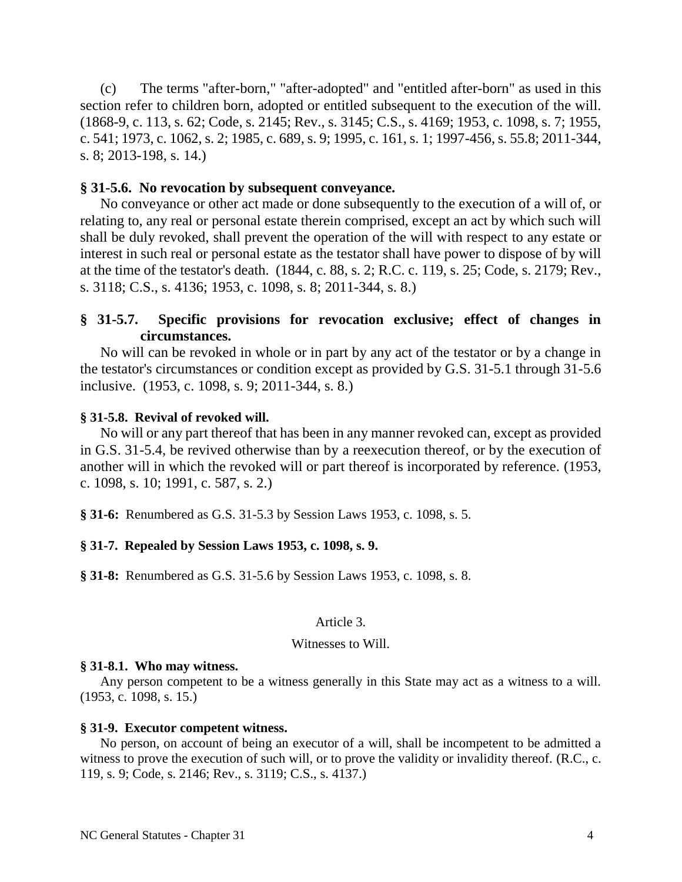(c) The terms "after-born," "after-adopted" and "entitled after-born" as used in this section refer to children born, adopted or entitled subsequent to the execution of the will. (1868-9, c. 113, s. 62; Code, s. 2145; Rev., s. 3145; C.S., s. 4169; 1953, c. 1098, s. 7; 1955, c. 541; 1973, c. 1062, s. 2; 1985, c. 689, s. 9; 1995, c. 161, s. 1; 1997-456, s. 55.8; 2011-344, s. 8; 2013-198, s. 14.)

**§ 31-5.6. No revocation by subsequent conveyance.**

No conveyance or other act made or done subsequently to the execution of a will of, or relating to, any real or personal estate therein comprised, except an act by which such will shall be duly revoked, shall prevent the operation of the will with respect to any estate or interest in such real or personal estate as the testator shall have power to dispose of by will at the time of the testator's death. (1844, c. 88, s. 2; R.C. c. 119, s. 25; Code, s. 2179; Rev., s. 3118; C.S., s. 4136; 1953, c. 1098, s. 8; 2011-344, s. 8.)

**§ 31-5.7. Specific provisions for revocation exclusive; effect of changes in circumstances.**

No will can be revoked in whole or in part by any act of the testator or by a change in the testator's circumstances or condition except as provided by G.S. 31-5.1 through 31-5.6 inclusive. (1953, c. 1098, s. 9; 2011-344, s. 8.)

**§ 31-5.8. Revival of revoked will.**

No will or any part thereof that has been in any manner revoked can, except as provided in G.S. 31-5.4, be revived otherwise than by a reexecution thereof, or by the execution of another will in which the revoked will or part thereof is incorporated by reference. (1953, c. 1098, s. 10; 1991, c. 587, s. 2.)

**§ 31-6:** Renumbered as G.S. 31-5.3 by Session Laws 1953, c. 1098, s. 5.

**§ 31-7. Repealed by Session Laws 1953, c. 1098, s. 9.**

**§ 31-8:** Renumbered as G.S. 31-5.6 by Session Laws 1953, c. 1098, s. 8.

## Article 3.

## Witnesses to Will.

**§ 31-8.1. Who may witness.**

Any person competent to be a witness generally in this State may act as a witness to a will. (1953, c. 1098, s. 15.)

**§ 31-9. Executor competent witness.**

No person, on account of being an executor of a will, shall be incompetent to be admitted a witness to prove the execution of such will, or to prove the validity or invalidity thereof. (R.C., c. 119, s. 9; Code, s. 2146; Rev., s. 3119; C.S., s. 4137.)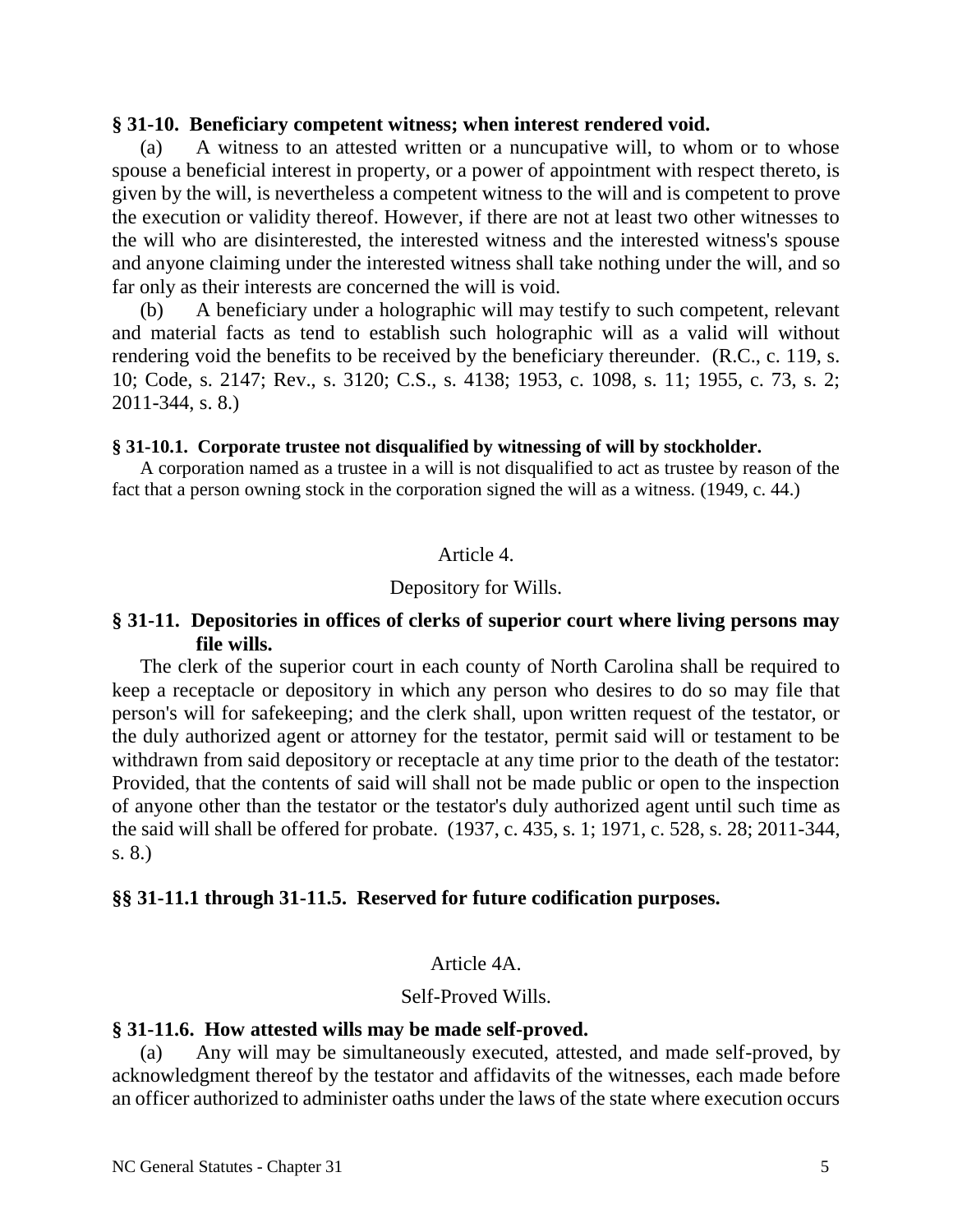**§ 31-10. Beneficiary competent witness; when interest rendered void.**

(a) A witness to an attested written or a nuncupative will, to whom or to whose spouse a beneficial interest in property, or a power of appointment with respect thereto, is given by the will, is nevertheless a competent witness to the will and is competent to prove the execution or validity thereof. However, if there are not at least two other witnesses to the will who are disinterested, the interested witness and the interested witness's spouse and anyone claiming under the interested witness shall take nothing under the will, and so far only as their interests are concerned the will is void.

(b) A beneficiary under a holographic will may testify to such competent, relevant and material facts as tend to establish such holographic will as a valid will without rendering void the benefits to be received by the beneficiary thereunder. (R.C., c. 119, s. 10; Code, s. 2147; Rev., s. 3120; C.S., s. 4138; 1953, c. 1098, s. 11; 1955, c. 73, s. 2; 2011-344, s. 8.)

**§ 31-10.1. Corporate trustee not disqualified by witnessing of will by stockholder.**

A corporation named as a trustee in a will is not disqualified to act as trustee by reason of the fact that a person owning stock in the corporation signed the will as a witness. (1949, c. 44.)

## Article 4.

## Depository for Wills.

**§ 31-11. Depositories in offices of clerks of superior court where living persons may file wills.**

The clerk of the superior court in each county of North Carolina shall be required to keep a receptacle or depository in which any person who desires to do so may file that person's will for safekeeping; and the clerk shall, upon written request of the testator, or the duly authorized agent or attorney for the testator, permit said will or testament to be withdrawn from said depository or receptacle at any time prior to the death of the testator: Provided, that the contents of said will shall not be made public or open to the inspection of anyone other than the testator or the testator's duly authorized agent until such time as the said will shall be offered for probate. (1937, c. 435, s. 1; 1971, c. 528, s. 28; 2011-344, s. 8.)

**§§ 31-11.1 through 31-11.5. Reserved for future codification purposes.**

## Article 4A.

## Self-Proved Wills.

**§ 31-11.6. How attested wills may be made self-proved.**

(a) Any will may be simultaneously executed, attested, and made self-proved, by acknowledgment thereof by the testator and affidavits of the witnesses, each made before an officer authorized to administer oaths under the laws of the state where execution occurs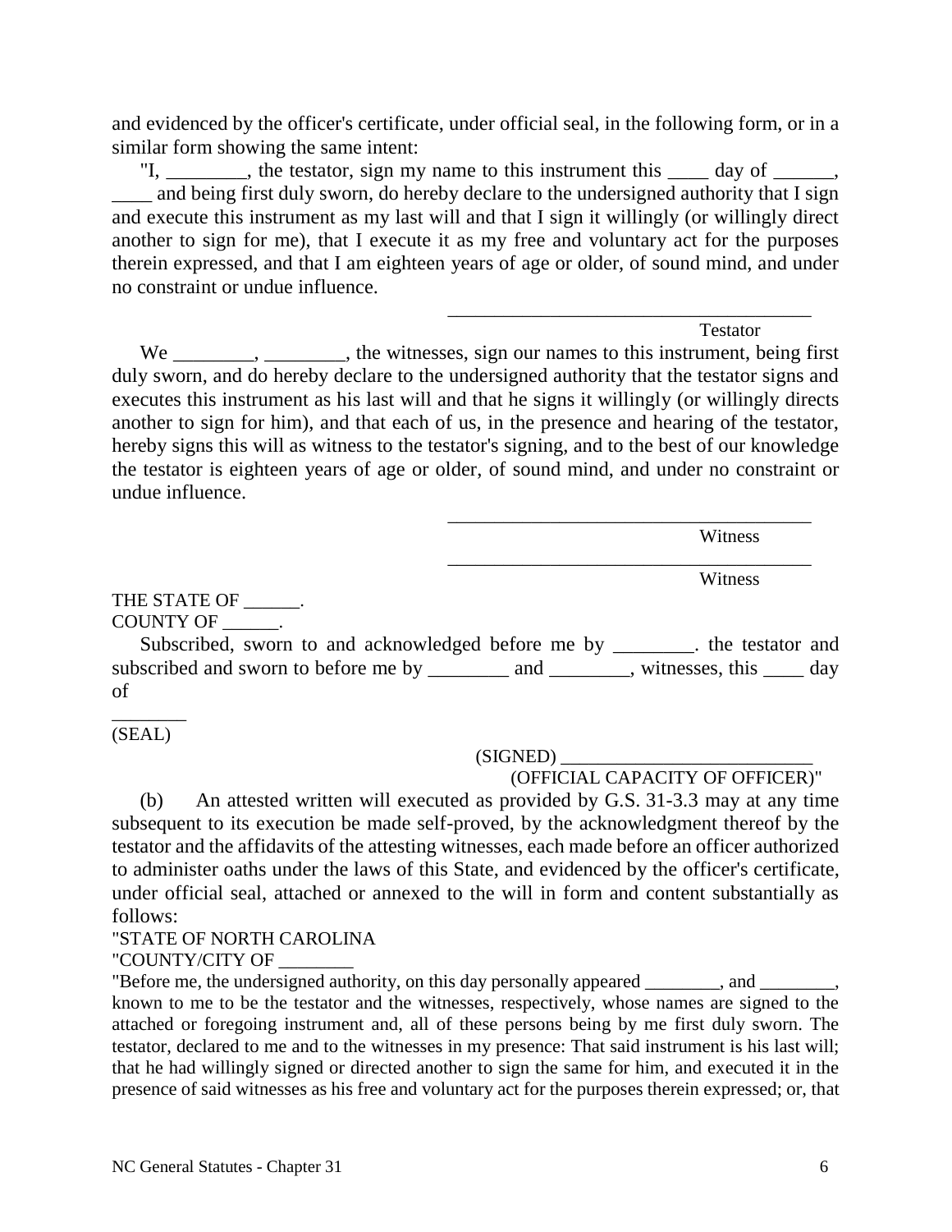and evidenced by the officer's certificate, under official seal, in the following form, or in a similar form showing the same intent:

"I, ________, the testator, sign my name to this instrument this ____ day of ______, ____ and being first duly sworn, do hereby declare to the undersigned authority that I sign and execute this instrument as my last will and that I sign it willingly (or willingly direct another to sign for me), that I execute it as my free and voluntary act for the purposes therein expressed, and that I am eighteen years of age or older, of sound mind, and under no constraint or undue influence.

______________________________________
Testator

We ________, ________, the witnesses, sign our names to this instrument, being first duly sworn, and do hereby declare to the undersigned authority that the testator signs and executes this instrument as his last will and that he signs it willingly (or willingly directs another to sign for him), and that each of us, in the presence and hearing of the testator, hereby signs this will as witness to the testator's signing, and to the best of our knowledge the testator is eighteen years of age or older, of sound mind, and under no constraint or undue influence.

______________________________________
Witness

______________________________________
Witness

THE STATE OF ______.
COUNTY OF ______.

Subscribed, sworn to and acknowledged before me by ________. the testator and subscribed and sworn to before me by ________ and ________, witnesses, this ____ day of ________

(SEAL)

(SIGNED) __________________________
(OFFICIAL CAPACITY OF OFFICER)"

(b) An attested written will executed as provided by G.S. 31-3.3 may at any time subsequent to its execution be made self-proved, by the acknowledgment thereof by the testator and the affidavits of the attesting witnesses, each made before an officer authorized to administer oaths under the laws of this State, and evidenced by the officer's certificate, under official seal, attached or annexed to the will in form and content substantially as follows:

"STATE OF NORTH CAROLINA
"COUNTY/CITY OF ________

"Before me, the undersigned authority, on this day personally appeared ________, and ________, known to me to be the testator and the witnesses, respectively, whose names are signed to the attached or foregoing instrument and, all of these persons being by me first duly sworn. The testator, declared to me and to the witnesses in my presence: That said instrument is his last will; that he had willingly signed or directed another to sign the same for him, and executed it in the presence of said witnesses as his free and voluntary act for the purposes therein expressed; or, that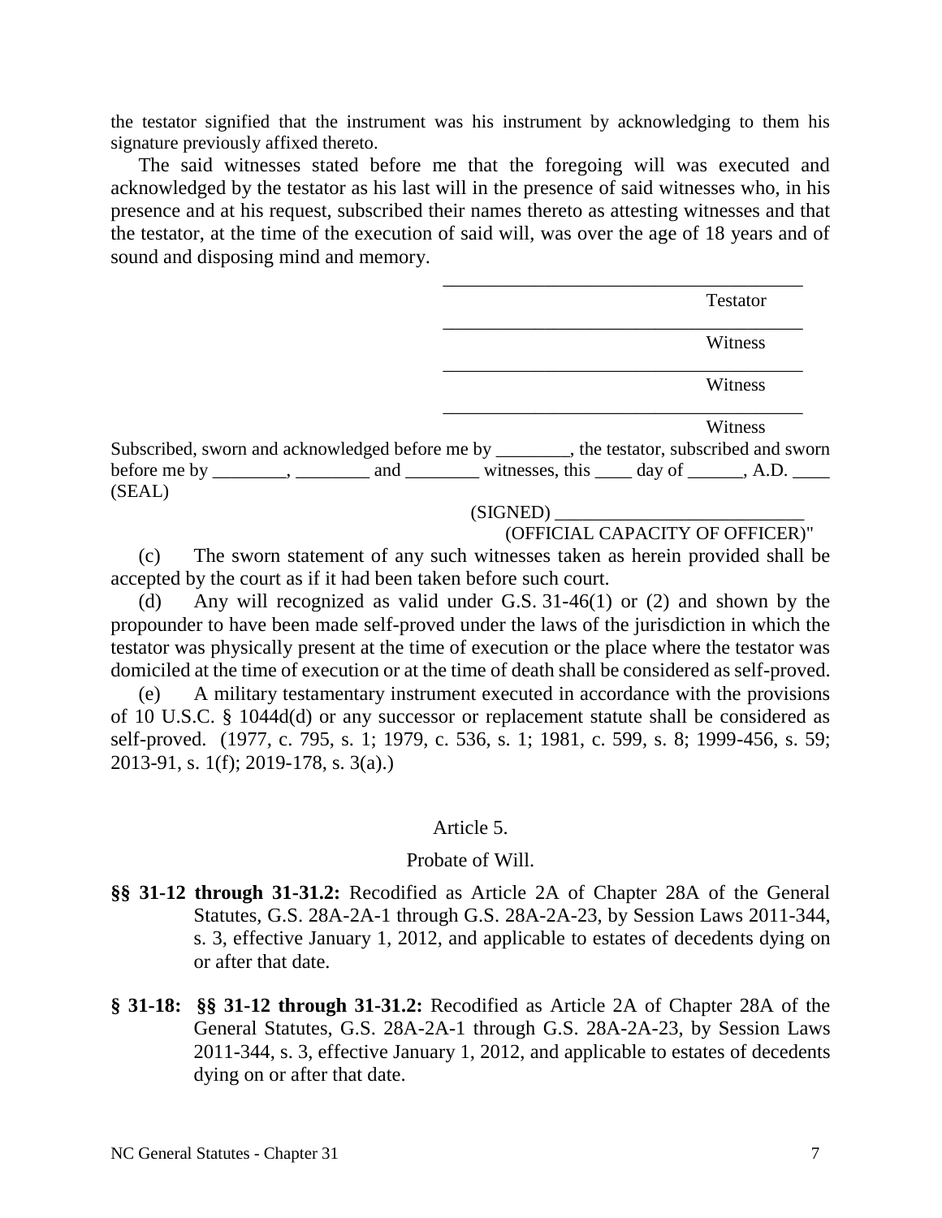the testator signified that the instrument was his instrument by acknowledging to them his signature previously affixed thereto.

The said witnesses stated before me that the foregoing will was executed and acknowledged by the testator as his last will in the presence of said witnesses who, in his presence and at his request, subscribed their names thereto as attesting witnesses and that the testator, at the time of the execution of said will, was over the age of 18 years and of sound and disposing mind and memory.

\_\_\_\_\_\_\_\_\_\_\_\_\_\_\_\_\_\_\_\_\_\_\_\_\_\_\_\_\_\_\_\_\_\_\_\_\_\_
Testator

\_\_\_\_\_\_\_\_\_\_\_\_\_\_\_\_\_\_\_\_\_\_\_\_\_\_\_\_\_\_\_\_\_\_\_\_\_\_
Witness

\_\_\_\_\_\_\_\_\_\_\_\_\_\_\_\_\_\_\_\_\_\_\_\_\_\_\_\_\_\_\_\_\_\_\_\_\_\_
Witness

\_\_\_\_\_\_\_\_\_\_\_\_\_\_\_\_\_\_\_\_\_\_\_\_\_\_\_\_\_\_\_\_\_\_\_\_\_\_
Witness

Subscribed, sworn and acknowledged before me by \_\_\_\_\_\_\_\_, the testator, subscribed and sworn before me by \_\_\_\_\_\_\_\_, \_\_\_\_\_\_\_\_ and \_\_\_\_\_\_\_\_ witnesses, this \_\_\_\_ day of \_\_\_\_\_\_, A.D. \_\_\_\_
(SEAL)

(SIGNED) \_\_\_\_\_\_\_\_\_\_\_\_\_\_\_\_\_\_\_\_\_\_\_\_\_\_\_
(OFFICIAL CAPACITY OF OFFICER)"

(c) The sworn statement of any such witnesses taken as herein provided shall be accepted by the court as if it had been taken before such court.

(d) Any will recognized as valid under G.S. 31-46(1) or (2) and shown by the propounder to have been made self-proved under the laws of the jurisdiction in which the testator was physically present at the time of execution or the place where the testator was domiciled at the time of execution or at the time of death shall be considered as self-proved.

(e) A military testamentary instrument executed in accordance with the provisions of 10 U.S.C. § 1044d(d) or any successor or replacement statute shall be considered as self-proved. (1977, c. 795, s. 1; 1979, c. 536, s. 1; 1981, c. 599, s. 8; 1999-456, s. 59; 2013-91, s. 1(f); 2019-178, s. 3(a).)

## Article 5.

## Probate of Will.

**§§ 31-12 through 31-31.2:** Recodified as Article 2A of Chapter 28A of the General Statutes, G.S. 28A-2A-1 through G.S. 28A-2A-23, by Session Laws 2011-344, s. 3, effective January 1, 2012, and applicable to estates of decedents dying on or after that date.

**§ 31-18: §§ 31-12 through 31-31.2:** Recodified as Article 2A of Chapter 28A of the General Statutes, G.S. 28A-2A-1 through G.S. 28A-2A-23, by Session Laws 2011-344, s. 3, effective January 1, 2012, and applicable to estates of decedents dying on or after that date.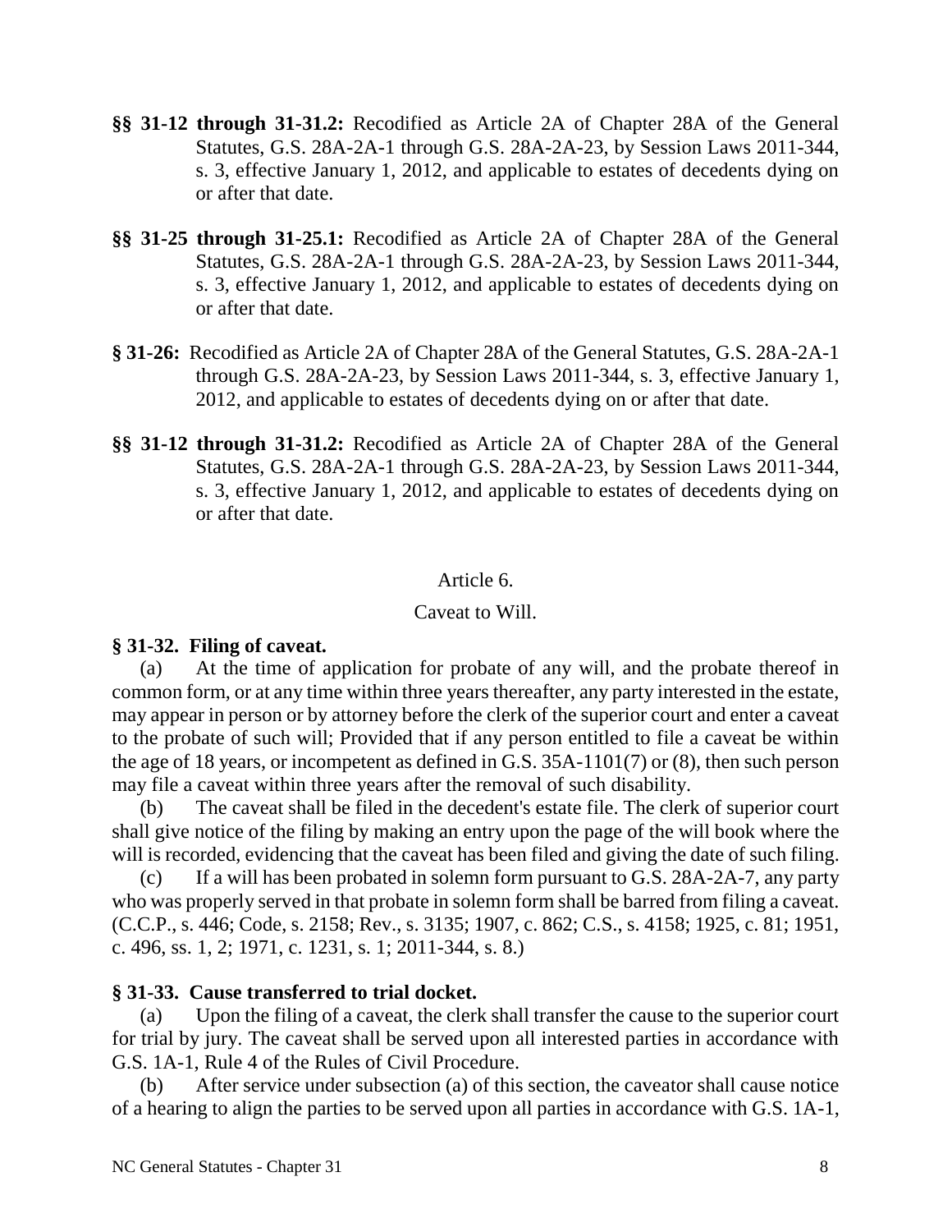**§§ 31-12 through 31-31.2:** Recodified as Article 2A of Chapter 28A of the General Statutes, G.S. 28A-2A-1 through G.S. 28A-2A-23, by Session Laws 2011-344, s. 3, effective January 1, 2012, and applicable to estates of decedents dying on or after that date.

**§§ 31-25 through 31-25.1:** Recodified as Article 2A of Chapter 28A of the General Statutes, G.S. 28A-2A-1 through G.S. 28A-2A-23, by Session Laws 2011-344, s. 3, effective January 1, 2012, and applicable to estates of decedents dying on or after that date.

**§ 31-26:** Recodified as Article 2A of Chapter 28A of the General Statutes, G.S. 28A-2A-1 through G.S. 28A-2A-23, by Session Laws 2011-344, s. 3, effective January 1, 2012, and applicable to estates of decedents dying on or after that date.

**§§ 31-12 through 31-31.2:** Recodified as Article 2A of Chapter 28A of the General Statutes, G.S. 28A-2A-1 through G.S. 28A-2A-23, by Session Laws 2011-344, s. 3, effective January 1, 2012, and applicable to estates of decedents dying on or after that date.

## Article 6.

## Caveat to Will.

### § 31-32. Filing of caveat.

(a) At the time of application for probate of any will, and the probate thereof in common form, or at any time within three years thereafter, any party interested in the estate, may appear in person or by attorney before the clerk of the superior court and enter a caveat to the probate of such will; Provided that if any person entitled to file a caveat be within the age of 18 years, or incompetent as defined in G.S. 35A-1101(7) or (8), then such person may file a caveat within three years after the removal of such disability.

(b) The caveat shall be filed in the decedent's estate file. The clerk of superior court shall give notice of the filing by making an entry upon the page of the will book where the will is recorded, evidencing that the caveat has been filed and giving the date of such filing.

(c) If a will has been probated in solemn form pursuant to G.S. 28A-2A-7, any party who was properly served in that probate in solemn form shall be barred from filing a caveat. (C.C.P., s. 446; Code, s. 2158; Rev., s. 3135; 1907, c. 862; C.S., s. 4158; 1925, c. 81; 1951, c. 496, ss. 1, 2; 1971, c. 1231, s. 1; 2011-344, s. 8.)

### § 31-33. Cause transferred to trial docket.

(a) Upon the filing of a caveat, the clerk shall transfer the cause to the superior court for trial by jury. The caveat shall be served upon all interested parties in accordance with G.S. 1A-1, Rule 4 of the Rules of Civil Procedure.

(b) After service under subsection (a) of this section, the caveator shall cause notice of a hearing to align the parties to be served upon all parties in accordance with G.S. 1A-1,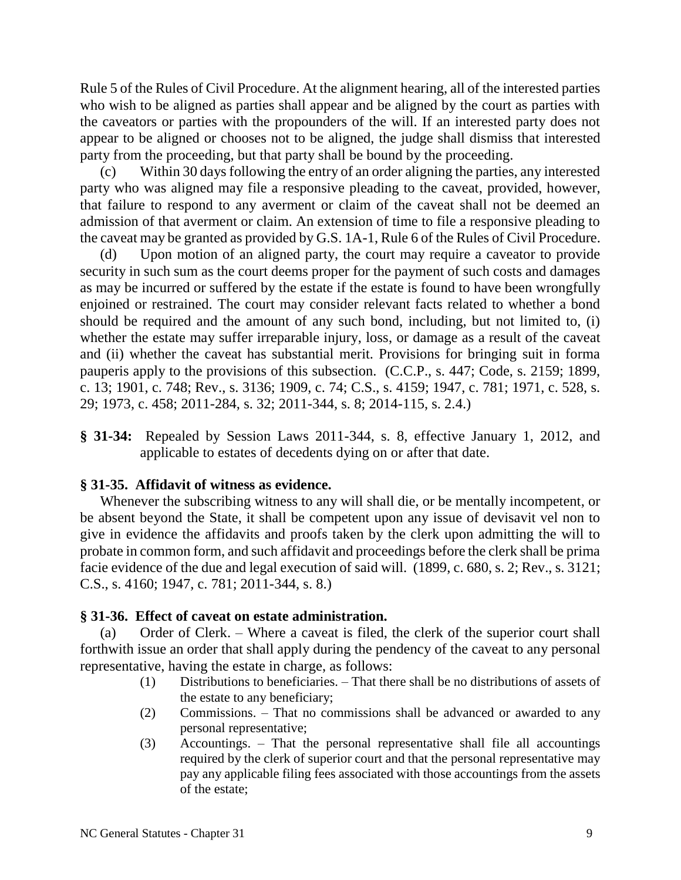Rule 5 of the Rules of Civil Procedure. At the alignment hearing, all of the interested parties who wish to be aligned as parties shall appear and be aligned by the court as parties with the caveators or parties with the propounders of the will. If an interested party does not appear to be aligned or chooses not to be aligned, the judge shall dismiss that interested party from the proceeding, but that party shall be bound by the proceeding.

(c) Within 30 days following the entry of an order aligning the parties, any interested party who was aligned may file a responsive pleading to the caveat, provided, however, that failure to respond to any averment or claim of the caveat shall not be deemed an admission of that averment or claim. An extension of time to file a responsive pleading to the caveat may be granted as provided by G.S. 1A-1, Rule 6 of the Rules of Civil Procedure.

(d) Upon motion of an aligned party, the court may require a caveator to provide security in such sum as the court deems proper for the payment of such costs and damages as may be incurred or suffered by the estate if the estate is found to have been wrongfully enjoined or restrained. The court may consider relevant facts related to whether a bond should be required and the amount of any such bond, including, but not limited to, (i) whether the estate may suffer irreparable injury, loss, or damage as a result of the caveat and (ii) whether the caveat has substantial merit. Provisions for bringing suit in forma pauperis apply to the provisions of this subsection. (C.C.P., s. 447; Code, s. 2159; 1899, c. 13; 1901, c. 748; Rev., s. 3136; 1909, c. 74; C.S., s. 4159; 1947, c. 781; 1971, c. 528, s. 29; 1973, c. 458; 2011-284, s. 32; 2011-344, s. 8; 2014-115, s. 2.4.)

**§ 31-34:** Repealed by Session Laws 2011-344, s. 8, effective January 1, 2012, and applicable to estates of decedents dying on or after that date.

### § 31-35. Affidavit of witness as evidence.

Whenever the subscribing witness to any will shall die, or be mentally incompetent, or be absent beyond the State, it shall be competent upon any issue of devisavit vel non to give in evidence the affidavits and proofs taken by the clerk upon admitting the will to probate in common form, and such affidavit and proceedings before the clerk shall be prima facie evidence of the due and legal execution of said will. (1899, c. 680, s. 2; Rev., s. 3121; C.S., s. 4160; 1947, c. 781; 2011-344, s. 8.)

### § 31-36. Effect of caveat on estate administration.

(a) Order of Clerk. – Where a caveat is filed, the clerk of the superior court shall forthwith issue an order that shall apply during the pendency of the caveat to any personal representative, having the estate in charge, as follows:

(1) Distributions to beneficiaries. – That there shall be no distributions of assets of the estate to any beneficiary;

(2) Commissions. – That no commissions shall be advanced or awarded to any personal representative;

(3) Accountings. – That the personal representative shall file all accountings required by the clerk of superior court and that the personal representative may pay any applicable filing fees associated with those accountings from the assets of the estate;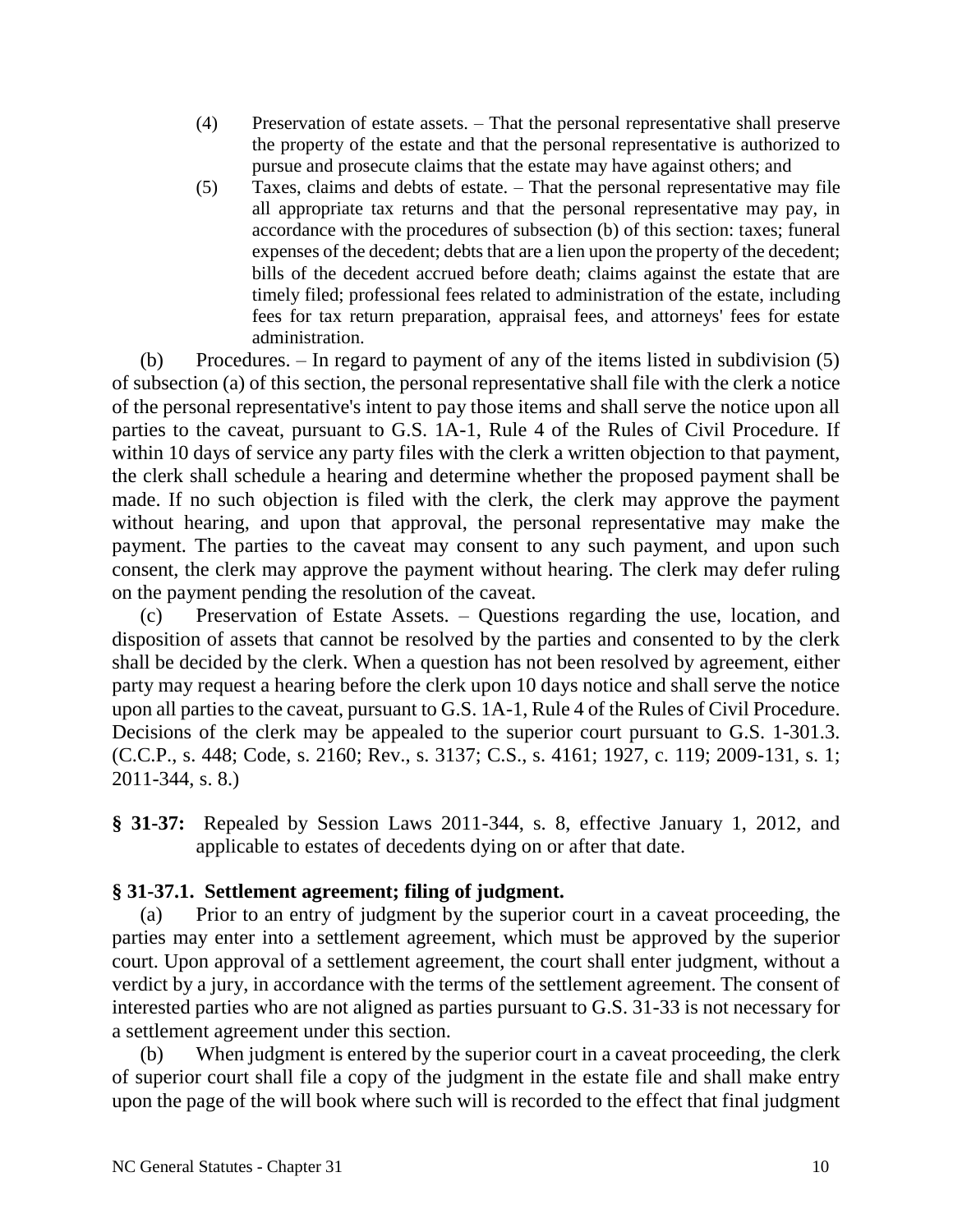(4) Preservation of estate assets. – That the personal representative shall preserve the property of the estate and that the personal representative is authorized to pursue and prosecute claims that the estate may have against others; and

(5) Taxes, claims and debts of estate. – That the personal representative may file all appropriate tax returns and that the personal representative may pay, in accordance with the procedures of subsection (b) of this section: taxes; funeral expenses of the decedent; debts that are a lien upon the property of the decedent; bills of the decedent accrued before death; claims against the estate that are timely filed; professional fees related to administration of the estate, including fees for tax return preparation, appraisal fees, and attorneys' fees for estate administration.

(b) Procedures. – In regard to payment of any of the items listed in subdivision (5) of subsection (a) of this section, the personal representative shall file with the clerk a notice of the personal representative's intent to pay those items and shall serve the notice upon all parties to the caveat, pursuant to G.S. 1A-1, Rule 4 of the Rules of Civil Procedure. If within 10 days of service any party files with the clerk a written objection to that payment, the clerk shall schedule a hearing and determine whether the proposed payment shall be made. If no such objection is filed with the clerk, the clerk may approve the payment without hearing, and upon that approval, the personal representative may make the payment. The parties to the caveat may consent to any such payment, and upon such consent, the clerk may approve the payment without hearing. The clerk may defer ruling on the payment pending the resolution of the caveat.

(c) Preservation of Estate Assets. – Questions regarding the use, location, and disposition of assets that cannot be resolved by the parties and consented to by the clerk shall be decided by the clerk. When a question has not been resolved by agreement, either party may request a hearing before the clerk upon 10 days notice and shall serve the notice upon all parties to the caveat, pursuant to G.S. 1A-1, Rule 4 of the Rules of Civil Procedure. Decisions of the clerk may be appealed to the superior court pursuant to G.S. 1-301.3. (C.C.P., s. 448; Code, s. 2160; Rev., s. 3137; C.S., s. 4161; 1927, c. 119; 2009-131, s. 1; 2011-344, s. 8.)

**§ 31-37:** Repealed by Session Laws 2011-344, s. 8, effective January 1, 2012, and applicable to estates of decedents dying on or after that date.

### § 31-37.1. Settlement agreement; filing of judgment.

(a) Prior to an entry of judgment by the superior court in a caveat proceeding, the parties may enter into a settlement agreement, which must be approved by the superior court. Upon approval of a settlement agreement, the court shall enter judgment, without a verdict by a jury, in accordance with the terms of the settlement agreement. The consent of interested parties who are not aligned as parties pursuant to G.S. 31-33 is not necessary for a settlement agreement under this section.

(b) When judgment is entered by the superior court in a caveat proceeding, the clerk of superior court shall file a copy of the judgment in the estate file and shall make entry upon the page of the will book where such will is recorded to the effect that final judgment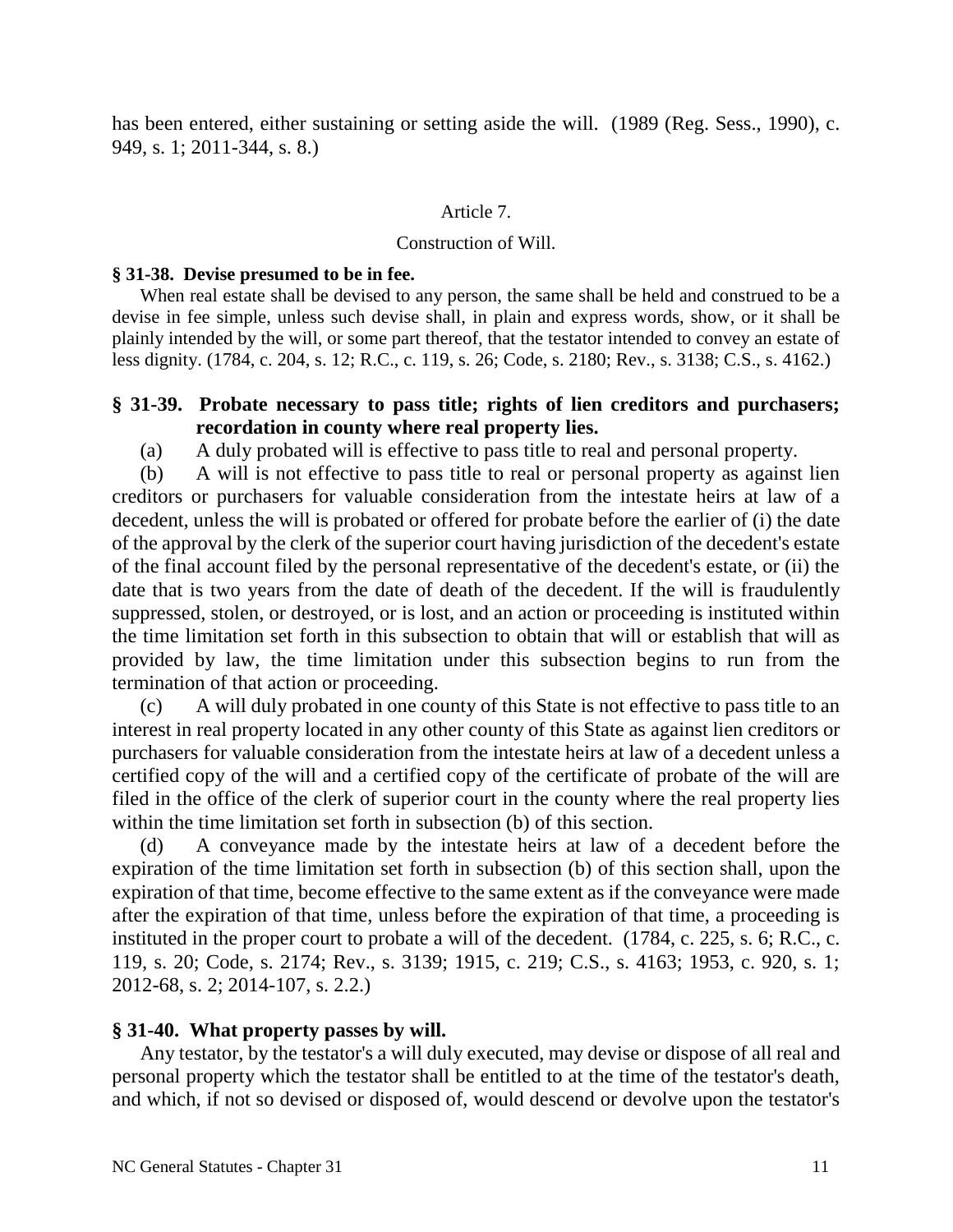has been entered, either sustaining or setting aside the will. (1989 (Reg. Sess., 1990), c. 949, s. 1; 2011-344, s. 8.)

Article 7.

Construction of Will.

**§ 31-38. Devise presumed to be in fee.**

When real estate shall be devised to any person, the same shall be held and construed to be a devise in fee simple, unless such devise shall, in plain and express words, show, or it shall be plainly intended by the will, or some part thereof, that the testator intended to convey an estate of less dignity. (1784, c. 204, s. 12; R.C., c. 119, s. 26; Code, s. 2180; Rev., s. 3138; C.S., s. 4162.)

**§ 31-39. Probate necessary to pass title; rights of lien creditors and purchasers; recordation in county where real property lies.**

(a) A duly probated will is effective to pass title to real and personal property.

(b) A will is not effective to pass title to real or personal property as against lien creditors or purchasers for valuable consideration from the intestate heirs at law of a decedent, unless the will is probated or offered for probate before the earlier of (i) the date of the approval by the clerk of the superior court having jurisdiction of the decedent's estate of the final account filed by the personal representative of the decedent's estate, or (ii) the date that is two years from the date of death of the decedent. If the will is fraudulently suppressed, stolen, or destroyed, or is lost, and an action or proceeding is instituted within the time limitation set forth in this subsection to obtain that will or establish that will as provided by law, the time limitation under this subsection begins to run from the termination of that action or proceeding.

(c) A will duly probated in one county of this State is not effective to pass title to an interest in real property located in any other county of this State as against lien creditors or purchasers for valuable consideration from the intestate heirs at law of a decedent unless a certified copy of the will and a certified copy of the certificate of probate of the will are filed in the office of the clerk of superior court in the county where the real property lies within the time limitation set forth in subsection (b) of this section.

(d) A conveyance made by the intestate heirs at law of a decedent before the expiration of the time limitation set forth in subsection (b) of this section shall, upon the expiration of that time, become effective to the same extent as if the conveyance were made after the expiration of that time, unless before the expiration of that time, a proceeding is instituted in the proper court to probate a will of the decedent. (1784, c. 225, s. 6; R.C., c. 119, s. 20; Code, s. 2174; Rev., s. 3139; 1915, c. 219; C.S., s. 4163; 1953, c. 920, s. 1; 2012-68, s. 2; 2014-107, s. 2.2.)

**§ 31-40. What property passes by will.**

Any testator, by the testator's a will duly executed, may devise or dispose of all real and personal property which the testator shall be entitled to at the time of the testator's death, and which, if not so devised or disposed of, would descend or devolve upon the testator's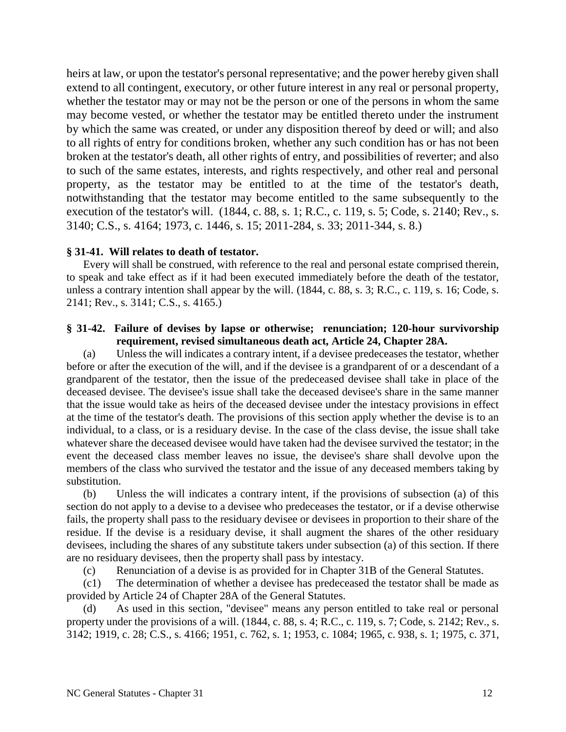heirs at law, or upon the testator's personal representative; and the power hereby given shall extend to all contingent, executory, or other future interest in any real or personal property, whether the testator may or may not be the person or one of the persons in whom the same may become vested, or whether the testator may be entitled thereto under the instrument by which the same was created, or under any disposition thereof by deed or will; and also to all rights of entry for conditions broken, whether any such condition has or has not been broken at the testator's death, all other rights of entry, and possibilities of reverter; and also to such of the same estates, interests, and rights respectively, and other real and personal property, as the testator may be entitled to at the time of the testator's death, notwithstanding that the testator may become entitled to the same subsequently to the execution of the testator's will. (1844, c. 88, s. 1; R.C., c. 119, s. 5; Code, s. 2140; Rev., s. 3140; C.S., s. 4164; 1973, c. 1446, s. 15; 2011-284, s. 33; 2011-344, s. 8.)

**§ 31-41. Will relates to death of testator.**

Every will shall be construed, with reference to the real and personal estate comprised therein, to speak and take effect as if it had been executed immediately before the death of the testator, unless a contrary intention shall appear by the will. (1844, c. 88, s. 3; R.C., c. 119, s. 16; Code, s. 2141; Rev., s. 3141; C.S., s. 4165.)

**§ 31-42. Failure of devises by lapse or otherwise; renunciation; 120-hour survivorship requirement, revised simultaneous death act, Article 24, Chapter 28A.**

(a) Unless the will indicates a contrary intent, if a devisee predeceases the testator, whether before or after the execution of the will, and if the devisee is a grandparent of or a descendant of a grandparent of the testator, then the issue of the predeceased devisee shall take in place of the deceased devisee. The devisee's issue shall take the deceased devisee's share in the same manner that the issue would take as heirs of the deceased devisee under the intestacy provisions in effect at the time of the testator's death. The provisions of this section apply whether the devise is to an individual, to a class, or is a residuary devise. In the case of the class devise, the issue shall take whatever share the deceased devisee would have taken had the devisee survived the testator; in the event the deceased class member leaves no issue, the devisee's share shall devolve upon the members of the class who survived the testator and the issue of any deceased members taking by substitution.

(b) Unless the will indicates a contrary intent, if the provisions of subsection (a) of this section do not apply to a devise to a devisee who predeceases the testator, or if a devise otherwise fails, the property shall pass to the residuary devisee or devisees in proportion to their share of the residue. If the devise is a residuary devise, it shall augment the shares of the other residuary devisees, including the shares of any substitute takers under subsection (a) of this section. If there are no residuary devisees, then the property shall pass by intestacy.

(c) Renunciation of a devise is as provided for in Chapter 31B of the General Statutes.

(c1) The determination of whether a devisee has predeceased the testator shall be made as provided by Article 24 of Chapter 28A of the General Statutes.

(d) As used in this section, "devisee" means any person entitled to take real or personal property under the provisions of a will. (1844, c. 88, s. 4; R.C., c. 119, s. 7; Code, s. 2142; Rev., s. 3142; 1919, c. 28; C.S., s. 4166; 1951, c. 762, s. 1; 1953, c. 1084; 1965, c. 938, s. 1; 1975, c. 371,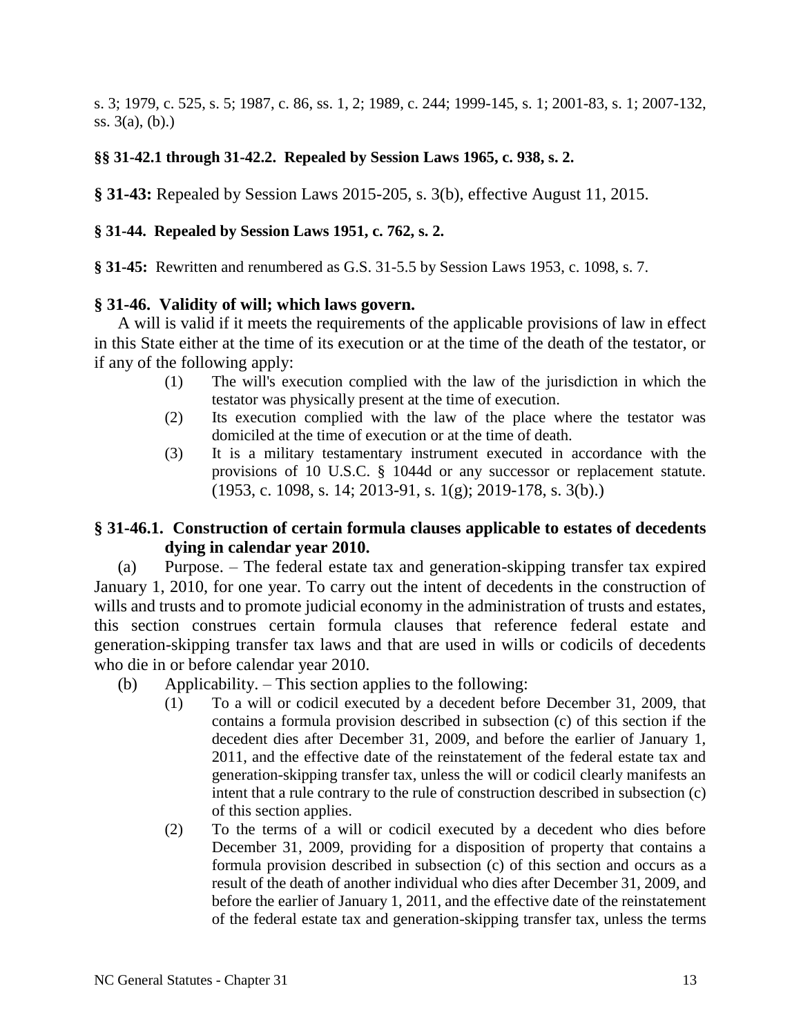s. 3; 1979, c. 525, s. 5; 1987, c. 86, ss. 1, 2; 1989, c. 244; 1999-145, s. 1; 2001-83, s. 1; 2007-132, ss. 3(a), (b).)

**§§ 31-42.1 through 31-42.2. Repealed by Session Laws 1965, c. 938, s. 2.**

**§ 31-43:** Repealed by Session Laws 2015-205, s. 3(b), effective August 11, 2015.

**§ 31-44. Repealed by Session Laws 1951, c. 762, s. 2.**

**§ 31-45:** Rewritten and renumbered as G.S. 31-5.5 by Session Laws 1953, c. 1098, s. 7.

**§ 31-46. Validity of will; which laws govern.**

A will is valid if it meets the requirements of the applicable provisions of law in effect in this State either at the time of its execution or at the time of the death of the testator, or if any of the following apply:

(1) The will's execution complied with the law of the jurisdiction in which the testator was physically present at the time of execution.

(2) Its execution complied with the law of the place where the testator was domiciled at the time of execution or at the time of death.

(3) It is a military testamentary instrument executed in accordance with the provisions of 10 U.S.C. § 1044d or any successor or replacement statute. (1953, c. 1098, s. 14; 2013-91, s. 1(g); 2019-178, s. 3(b).)

**§ 31-46.1. Construction of certain formula clauses applicable to estates of decedents dying in calendar year 2010.**

(a) Purpose. – The federal estate tax and generation-skipping transfer tax expired January 1, 2010, for one year. To carry out the intent of decedents in the construction of wills and trusts and to promote judicial economy in the administration of trusts and estates, this section construes certain formula clauses that reference federal estate and generation-skipping transfer tax laws and that are used in wills or codicils of decedents who die in or before calendar year 2010.

(b) Applicability. – This section applies to the following:

(1) To a will or codicil executed by a decedent before December 31, 2009, that contains a formula provision described in subsection (c) of this section if the decedent dies after December 31, 2009, and before the earlier of January 1, 2011, and the effective date of the reinstatement of the federal estate tax and generation-skipping transfer tax, unless the will or codicil clearly manifests an intent that a rule contrary to the rule of construction described in subsection (c) of this section applies.

(2) To the terms of a will or codicil executed by a decedent who dies before December 31, 2009, providing for a disposition of property that contains a formula provision described in subsection (c) of this section and occurs as a result of the death of another individual who dies after December 31, 2009, and before the earlier of January 1, 2011, and the effective date of the reinstatement of the federal estate tax and generation-skipping transfer tax, unless the terms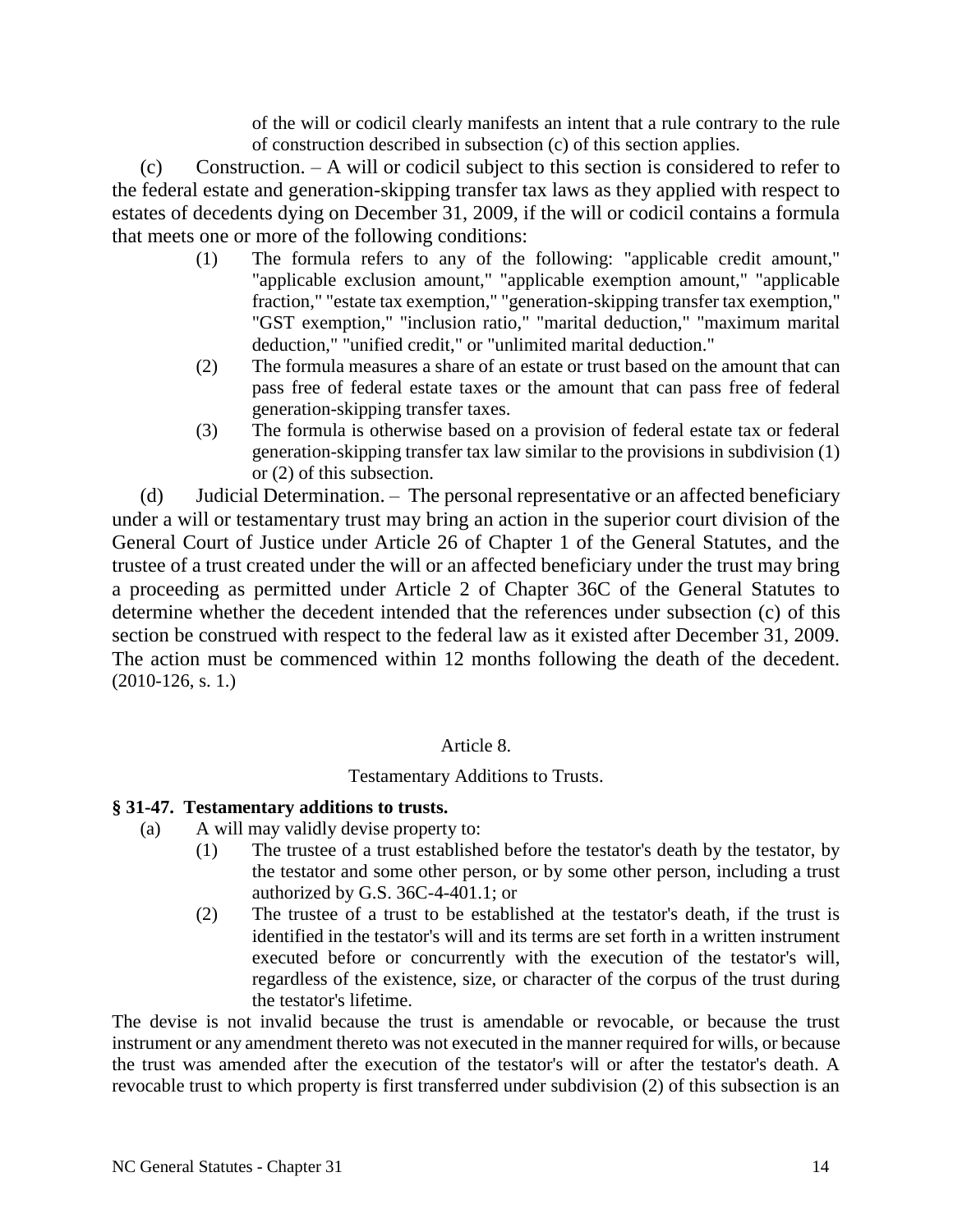of the will or codicil clearly manifests an intent that a rule contrary to the rule of construction described in subsection (c) of this section applies.

(c) Construction. – A will or codicil subject to this section is considered to refer to the federal estate and generation-skipping transfer tax laws as they applied with respect to estates of decedents dying on December 31, 2009, if the will or codicil contains a formula that meets one or more of the following conditions:

(1) The formula refers to any of the following: "applicable credit amount," "applicable exclusion amount," "applicable exemption amount," "applicable fraction," "estate tax exemption," "generation-skipping transfer tax exemption," "GST exemption," "inclusion ratio," "marital deduction," "maximum marital deduction," "unified credit," or "unlimited marital deduction."

(2) The formula measures a share of an estate or trust based on the amount that can pass free of federal estate taxes or the amount that can pass free of federal generation-skipping transfer taxes.

(3) The formula is otherwise based on a provision of federal estate tax or federal generation-skipping transfer tax law similar to the provisions in subdivision (1) or (2) of this subsection.

(d) Judicial Determination. – The personal representative or an affected beneficiary under a will or testamentary trust may bring an action in the superior court division of the General Court of Justice under Article 26 of Chapter 1 of the General Statutes, and the trustee of a trust created under the will or an affected beneficiary under the trust may bring a proceeding as permitted under Article 2 of Chapter 36C of the General Statutes to determine whether the decedent intended that the references under subsection (c) of this section be construed with respect to the federal law as it existed after December 31, 2009. The action must be commenced within 12 months following the death of the decedent. (2010-126, s. 1.)

## Article 8.

## Testamentary Additions to Trusts.

### § 31-47. Testamentary additions to trusts.

(a) A will may validly devise property to:

(1) The trustee of a trust established before the testator's death by the testator, by the testator and some other person, or by some other person, including a trust authorized by G.S. 36C-4-401.1; or

(2) The trustee of a trust to be established at the testator's death, if the trust is identified in the testator's will and its terms are set forth in a written instrument executed before or concurrently with the execution of the testator's will, regardless of the existence, size, or character of the corpus of the trust during the testator's lifetime.

The devise is not invalid because the trust is amendable or revocable, or because the trust instrument or any amendment thereto was not executed in the manner required for wills, or because the trust was amended after the execution of the testator's will or after the testator's death. A revocable trust to which property is first transferred under subdivision (2) of this subsection is an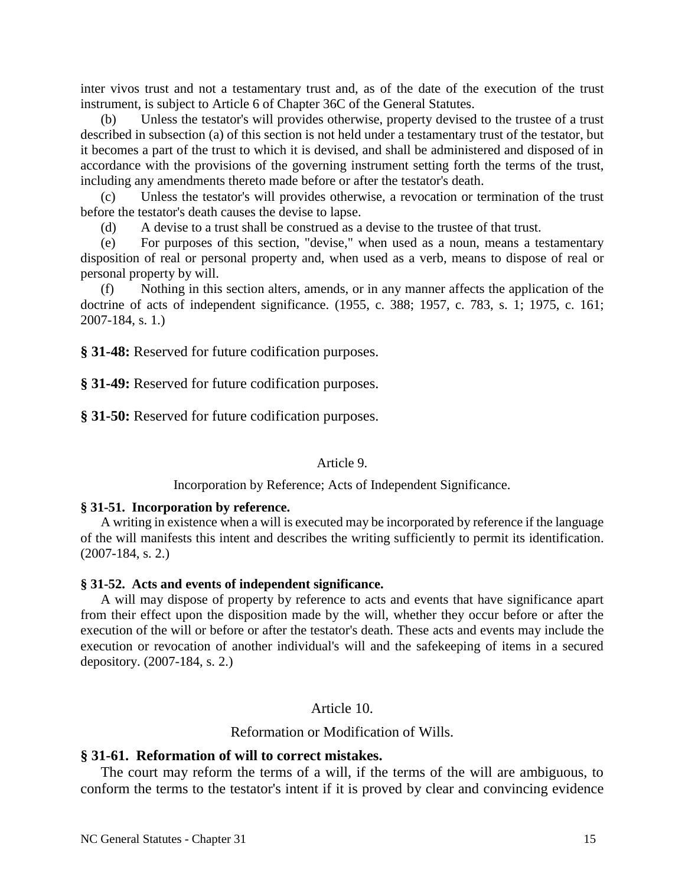inter vivos trust and not a testamentary trust and, as of the date of the execution of the trust instrument, is subject to Article 6 of Chapter 36C of the General Statutes.

(b) Unless the testator's will provides otherwise, property devised to the trustee of a trust described in subsection (a) of this section is not held under a testamentary trust of the testator, but it becomes a part of the trust to which it is devised, and shall be administered and disposed of in accordance with the provisions of the governing instrument setting forth the terms of the trust, including any amendments thereto made before or after the testator's death.

(c) Unless the testator's will provides otherwise, a revocation or termination of the trust before the testator's death causes the devise to lapse.

(d) A devise to a trust shall be construed as a devise to the trustee of that trust.

(e) For purposes of this section, "devise," when used as a noun, means a testamentary disposition of real or personal property and, when used as a verb, means to dispose of real or personal property by will.

(f) Nothing in this section alters, amends, or in any manner affects the application of the doctrine of acts of independent significance. (1955, c. 388; 1957, c. 783, s. 1; 1975, c. 161; 2007-184, s. 1.)

**§ 31-48:** Reserved for future codification purposes.

**§ 31-49:** Reserved for future codification purposes.

**§ 31-50:** Reserved for future codification purposes.

## Article 9.

## Incorporation by Reference; Acts of Independent Significance.

**§ 31-51. Incorporation by reference.**

A writing in existence when a will is executed may be incorporated by reference if the language of the will manifests this intent and describes the writing sufficiently to permit its identification. (2007-184, s. 2.)

**§ 31-52. Acts and events of independent significance.**

A will may dispose of property by reference to acts and events that have significance apart from their effect upon the disposition made by the will, whether they occur before or after the execution of the will or before or after the testator's death. These acts and events may include the execution or revocation of another individual's will and the safekeeping of items in a secured depository. (2007-184, s. 2.)

## Article 10.

## Reformation or Modification of Wills.

**§ 31-61. Reformation of will to correct mistakes.**

The court may reform the terms of a will, if the terms of the will are ambiguous, to conform the terms to the testator's intent if it is proved by clear and convincing evidence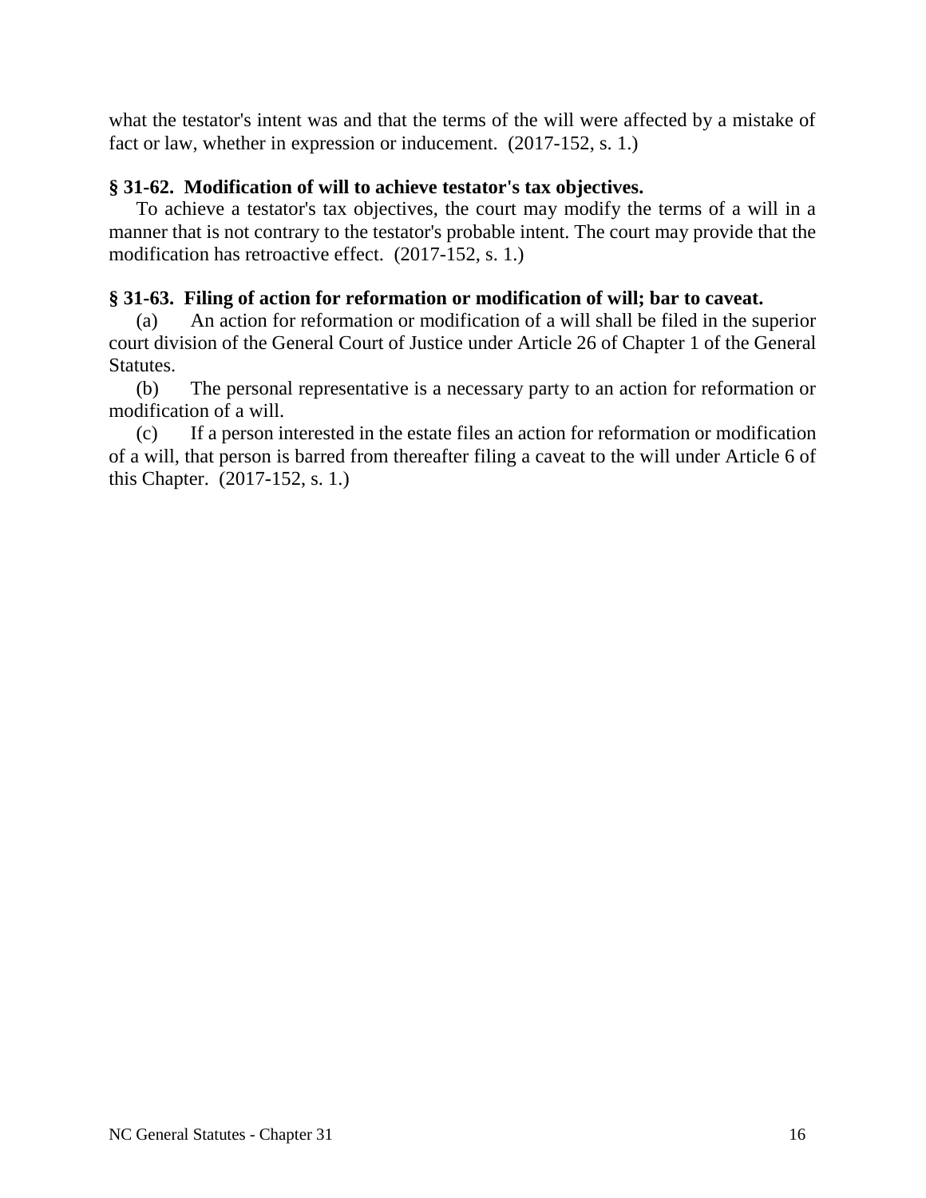what the testator's intent was and that the terms of the will were affected by a mistake of fact or law, whether in expression or inducement. (2017-152, s. 1.)

**§ 31-62. Modification of will to achieve testator's tax objectives.**

To achieve a testator's tax objectives, the court may modify the terms of a will in a manner that is not contrary to the testator's probable intent. The court may provide that the modification has retroactive effect. (2017-152, s. 1.)

**§ 31-63. Filing of action for reformation or modification of will; bar to caveat.**

(a) An action for reformation or modification of a will shall be filed in the superior court division of the General Court of Justice under Article 26 of Chapter 1 of the General Statutes.

(b) The personal representative is a necessary party to an action for reformation or modification of a will.

(c) If a person interested in the estate files an action for reformation or modification of a will, that person is barred from thereafter filing a caveat to the will under Article 6 of this Chapter. (2017-152, s. 1.)